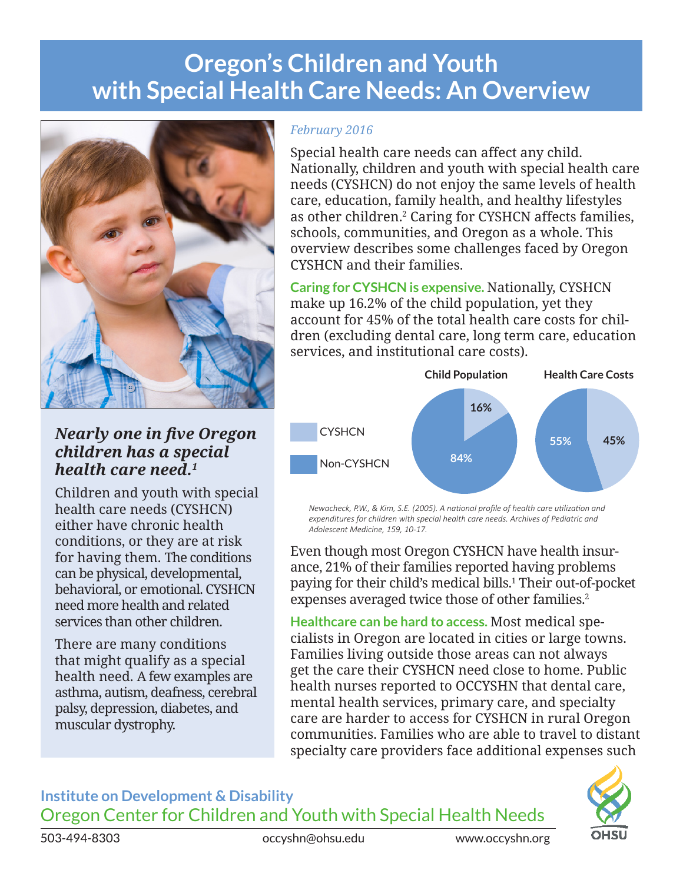# Oregon's Children and Youth with Special Health Care Needs: An Overview

*February 2016*

Special health care needs can affect any child. Nationally, children and youth with special health care needs (CYSHCN) do not enjoy the same levels of health care, education, family health, and healthy lifestyles as other children.[2] Caring for CYSHCN affects families, schools, communities, and Oregon as a whole. This overview describes some challenges faced by Oregon CYSHCN and their families.

***Nearly one in five Oregon children has a special health care need.[1]***

Children and youth with special health care needs (CYSHCN) either have chronic health conditions, or they are at risk for having them. The conditions can be physical, developmental, behavioral, or emotional. CYSHCN need more health and related services than other children.

There are many conditions that might qualify as a special health need. A few examples are asthma, autism, deafness, cerebral palsy, depression, diabetes, and muscular dystrophy.

**Caring for CYSHCN is expensive.** Nationally, CYSHCN make up 16.2% of the child population, yet they account for 45% of the total health care costs for children (excluding dental care, long term care, education services, and institutional care costs).

| | Child Population | Health Care Costs |
|---|---|---|
| CYSHCN | 16% | 45% |
| Non-CYSHCN | 84% | 55% |

*Newacheck, P.W., & Kim, S.E. (2005). A national profile of health care utilization and expenditures for children with special health care needs. Archives of Pediatric and Adolescent Medicine, 159, 10-17.*

Even though most Oregon CYSHCN have health insurance, 21% of their families reported having problems paying for their child's medical bills.[1] Their out-of-pocket expenses averaged twice those of other families.[2]

**Healthcare can be hard to access.** Most medical specialists in Oregon are located in cities or large towns. Families living outside those areas can not always get the care their CYSHCN need close to home. Public health nurses reported to OCCYSHN that dental care, mental health services, primary care, and specialty care are harder to access for CYSHCN in rural Oregon communities. Families who are able to travel to distant specialty care providers face additional expenses such

**Institute on Development & Disability**
Oregon Center for Children and Youth with Special Health Needs

503-494-8303 | occyshn@ohsu.edu | www.occyshn.org

OHSU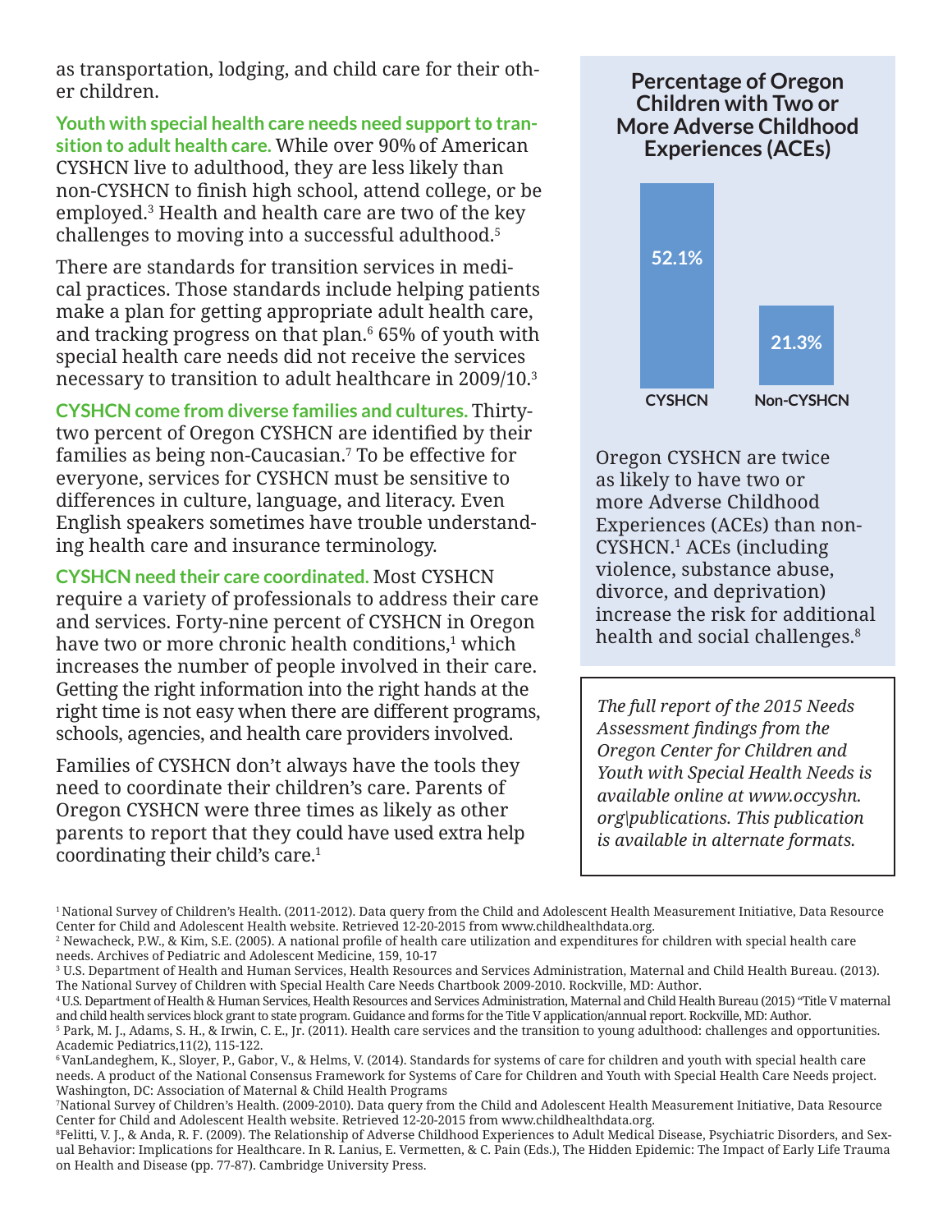as transportation, lodging, and child care for their other children.

**Youth with special health care needs need support to transition to adult health care.** While over 90% of American CYSHCN live to adulthood, they are less likely than non-CYSHCN to finish high school, attend college, or be employed.[3] Health and health care are two of the key challenges to moving into a successful adulthood.[5]

There are standards for transition services in medical practices. Those standards include helping patients make a plan for getting appropriate adult health care, and tracking progress on that plan.[6] 65% of youth with special health care needs did not receive the services necessary to transition to adult healthcare in 2009/10.[3]

**CYSHCN come from diverse families and cultures.** Thirty-two percent of Oregon CYSHCN are identified by their families as being non-Caucasian.[7] To be effective for everyone, services for CYSHCN must be sensitive to differences in culture, language, and literacy. Even English speakers sometimes have trouble understanding health care and insurance terminology.

**CYSHCN need their care coordinated.** Most CYSHCN require a variety of professionals to address their care and services. Forty-nine percent of CYSHCN in Oregon have two or more chronic health conditions,[1] which increases the number of people involved in their care. Getting the right information into the right hands at the right time is not easy when there are different programs, schools, agencies, and health care providers involved.

Families of CYSHCN don't always have the tools they need to coordinate their children's care. Parents of Oregon CYSHCN were three times as likely as other parents to report that they could have used extra help coordinating their child's care.[1]

**Percentage of Oregon Children with Two or More Adverse Childhood Experiences (ACEs)**

52.1%

21.3%

CYSHCN

Non-CYSHCN

Oregon CYSHCN are twice as likely to have two or more Adverse Childhood Experiences (ACEs) than non-CYSHCN.[1] ACEs (including violence, substance abuse, divorce, and deprivation) increase the risk for additional health and social challenges.[8]

*The full report of the 2015 Needs Assessment findings from the Oregon Center for Children and Youth with Special Health Needs is available online at www.occyshn.org|publications. This publication is available in alternate formats.*

---

[1] National Survey of Children's Health. (2011-2012). Data query from the Child and Adolescent Health Measurement Initiative, Data Resource Center for Child and Adolescent Health website. Retrieved 12-20-2015 from www.childhealthdata.org.

[2] Newacheck, P.W., & Kim, S.E. (2005). A national profile of health care utilization and expenditures for children with special health care needs. Archives of Pediatric and Adolescent Medicine, 159, 10-17

[3] U.S. Department of Health and Human Services, Health Resources and Services Administration, Maternal and Child Health Bureau. (2013). The National Survey of Children with Special Health Care Needs Chartbook 2009-2010. Rockville, MD: Author.

[4] U.S. Department of Health & Human Services, Health Resources and Services Administration, Maternal and Child Health Bureau (2015) "Title V maternal and child health services block grant to state program. Guidance and forms for the Title V application/annual report. Rockville, MD: Author.

[5] Park, M. J., Adams, S. H., & Irwin, C. E., Jr. (2011). Health care services and the transition to young adulthood: challenges and opportunities. Academic Pediatrics,11(2), 115-122.

[6] VanLandeghem, K., Sloyer, P., Gabor, V., & Helms, V. (2014). Standards for systems of care for children and youth with special health care needs. A product of the National Consensus Framework for Systems of Care for Children and Youth with Special Health Care Needs project. Washington, DC: Association of Maternal & Child Health Programs

[7] National Survey of Children's Health. (2009-2010). Data query from the Child and Adolescent Health Measurement Initiative, Data Resource Center for Child and Adolescent Health website. Retrieved 12-20-2015 from www.childhealthdata.org.

[8] Felitti, V. J., & Anda, R. F. (2009). The Relationship of Adverse Childhood Experiences to Adult Medical Disease, Psychiatric Disorders, and Sexual Behavior: Implications for Healthcare. In R. Lanius, E. Vermetten, & C. Pain (Eds.), The Hidden Epidemic: The Impact of Early Life Trauma on Health and Disease (pp. 77-87). Cambridge University Press.